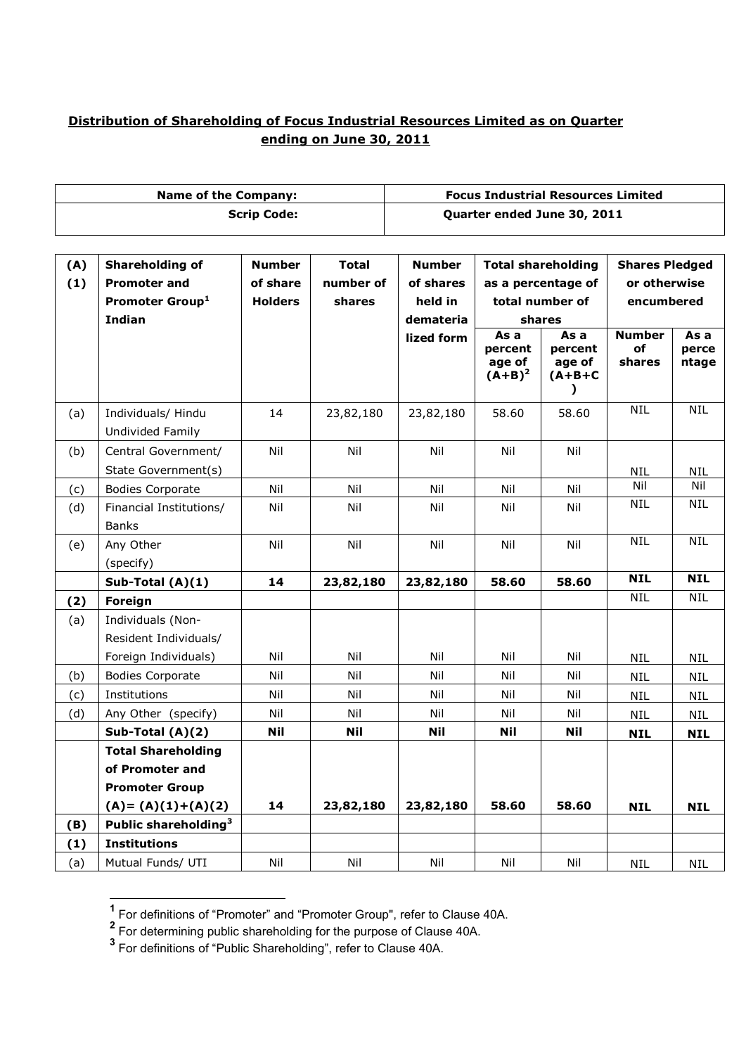**Distribution of Shareholding of Focus Industrial Resources Limited as on Quarter ending on June 30, 2011**

| Name of the Company: | Focus Industrial Resources Limited |
|---|---|
| Scrip Code: | Quarter ended June 30, 2011 |

| (A) (1) | Shareholding of Promoter and Promoter Group[1] Indian | Number of share Holders | Total number of shares | Number of shares held in dematerialized form | Total shareholding as a percentage of total number of shares | | Shares Pledged or otherwise encumbered | |
|---|---|---|---|---|---|---|---|---|
| | | | | | As a percentage of (A+B)[2] | As a percentage of (A+B+C) | Number of shares | As a percentage |
| (a) | Individuals/ Hindu Undivided Family | 14 | 23,82,180 | 23,82,180 | 58.60 | 58.60 | NIL | NIL |
| (b) | Central Government/ State Government(s) | Nil | Nil | Nil | Nil | Nil | NIL | NIL |
| (c) | Bodies Corporate | Nil | Nil | Nil | Nil | Nil | Nil | Nil |
| (d) | Financial Institutions/ Banks | Nil | Nil | Nil | Nil | Nil | NIL | NIL |
| (e) | Any Other (specify) | Nil | Nil | Nil | Nil | Nil | NIL | NIL |
| | **Sub-Total (A)(1)** | **14** | **23,82,180** | **23,82,180** | **58.60** | **58.60** | **NIL** | **NIL** |
| **(2)** | **Foreign** | | | | | | NIL | NIL |
| (a) | Individuals (Non-Resident Individuals/ Foreign Individuals) | Nil | Nil | Nil | Nil | Nil | NIL | NIL |
| (b) | Bodies Corporate | Nil | Nil | Nil | Nil | Nil | NIL | NIL |
| (c) | Institutions | Nil | Nil | Nil | Nil | Nil | NIL | NIL |
| (d) | Any Other (specify) | Nil | Nil | Nil | Nil | Nil | NIL | NIL |
| | **Sub-Total (A)(2)** | **Nil** | **Nil** | **Nil** | **Nil** | **Nil** | **NIL** | **NIL** |
| | **Total Shareholding of Promoter and Promoter Group (A)= (A)(1)+(A)(2)** | **14** | **23,82,180** | **23,82,180** | **58.60** | **58.60** | **NIL** | **NIL** |
| **(B)** | **Public shareholding[3]** | | | | | | | |
| **(1)** | **Institutions** | | | | | | | |
| (a) | Mutual Funds/ UTI | Nil | Nil | Nil | Nil | Nil | NIL | NIL |

[1] For definitions of "Promoter" and "Promoter Group", refer to Clause 40A.

[2] For determining public shareholding for the purpose of Clause 40A.

[3] For definitions of "Public Shareholding", refer to Clause 40A.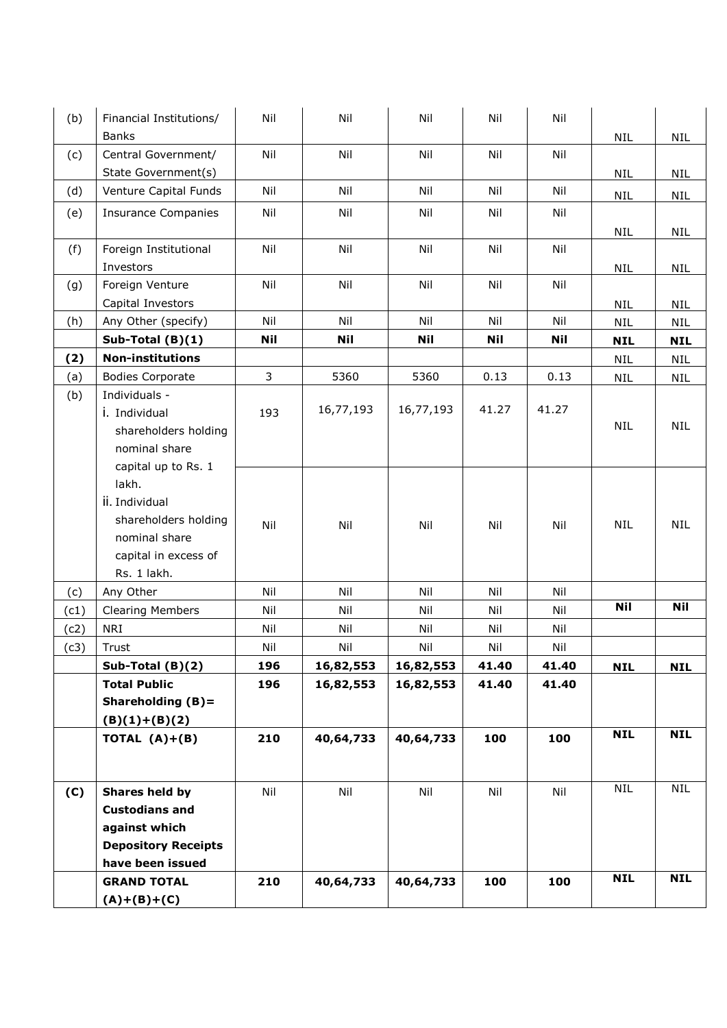| (b) | Financial Institutions/ Banks | Nil | Nil | Nil | Nil | Nil | NIL | NIL |
|---|---|---|---|---|---|---|---|---|
| (c) | Central Government/ State Government(s) | Nil | Nil | Nil | Nil | Nil | NIL | NIL |
| (d) | Venture Capital Funds | Nil | Nil | Nil | Nil | Nil | NIL | NIL |
| (e) | Insurance Companies | Nil | Nil | Nil | Nil | Nil | NIL | NIL |
| (f) | Foreign Institutional Investors | Nil | Nil | Nil | Nil | Nil | NIL | NIL |
| (g) | Foreign Venture Capital Investors | Nil | Nil | Nil | Nil | Nil | NIL | NIL |
| (h) | Any Other (specify) | Nil | Nil | Nil | Nil | Nil | NIL | NIL |
| | **Sub-Total (B)(1)** | **Nil** | **Nil** | **Nil** | **Nil** | **Nil** | **NIL** | **NIL** |
| **(2)** | **Non-institutions** | | | | | | NIL | NIL |
| (a) | Bodies Corporate | 3 | 5360 | 5360 | 0.13 | 0.13 | NIL | NIL |
| (b) | Individuals - i. Individual shareholders holding nominal share capital up to Rs. 1 lakh. | 193 | 16,77,193 | 16,77,193 | 41.27 | 41.27 | NIL | NIL |
| | ii. Individual shareholders holding nominal share capital in excess of Rs. 1 lakh. | Nil | Nil | Nil | Nil | Nil | NIL | NIL |
| (c) | Any Other | Nil | Nil | Nil | Nil | Nil | | |
| (c1) | Clearing Members | Nil | Nil | Nil | Nil | Nil | **Nil** | **Nil** |
| (c2) | NRI | Nil | Nil | Nil | Nil | Nil | | |
| (c3) | Trust | Nil | Nil | Nil | Nil | Nil | | |
| | **Sub-Total (B)(2)** | **196** | **16,82,553** | **16,82,553** | **41.40** | **41.40** | **NIL** | **NIL** |
| | **Total Public Shareholding (B)= (B)(1)+(B)(2)** | **196** | **16,82,553** | **16,82,553** | **41.40** | **41.40** | | |
| | **TOTAL (A)+(B)** | **210** | **40,64,733** | **40,64,733** | **100** | **100** | **NIL** | **NIL** |
| **(C)** | **Shares held by Custodians and against which Depository Receipts have been issued** | Nil | Nil | Nil | Nil | Nil | NIL | NIL |
| | **GRAND TOTAL (A)+(B)+(C)** | **210** | **40,64,733** | **40,64,733** | **100** | **100** | **NIL** | **NIL** |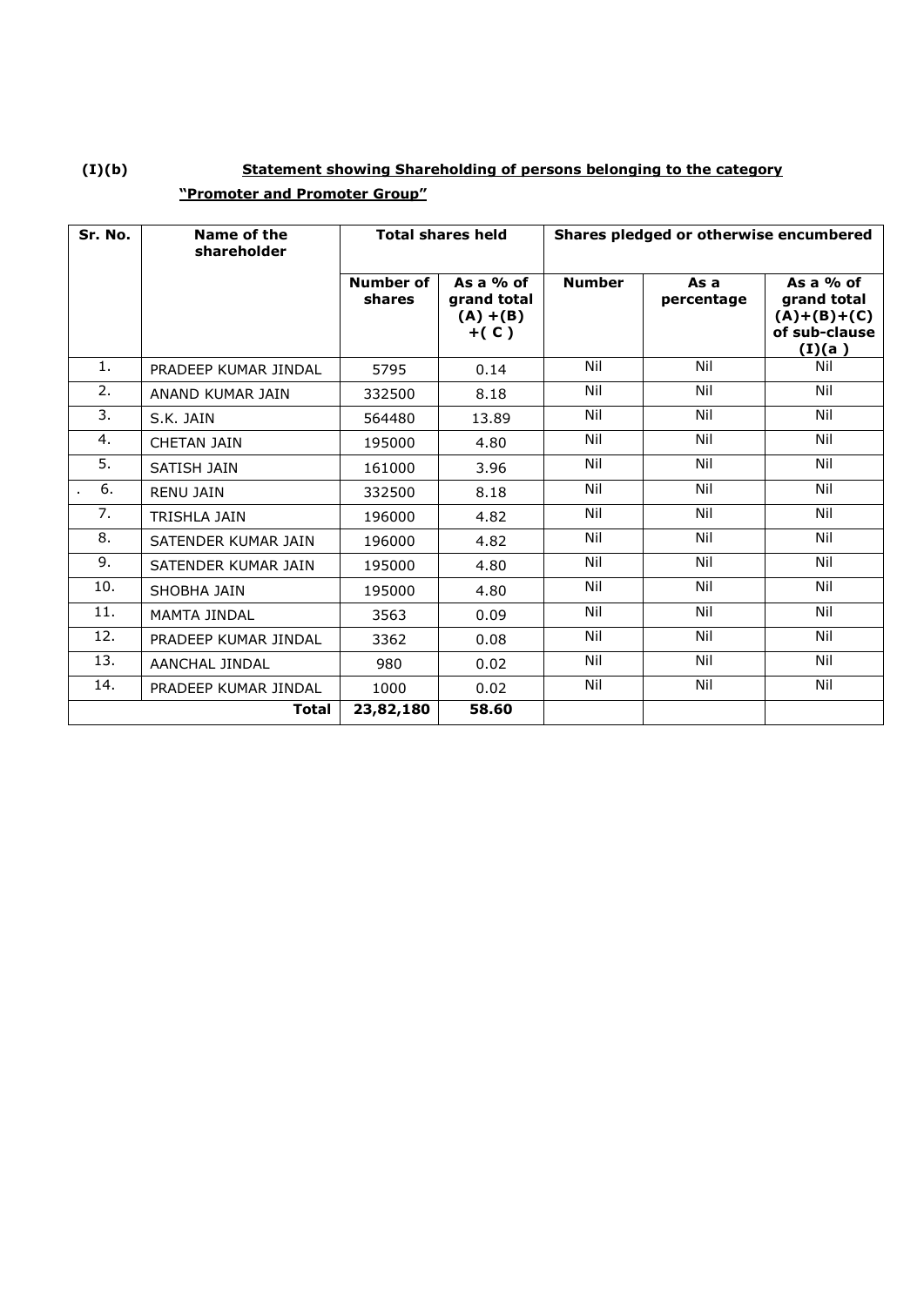**(I)(b)** **Statement showing Shareholding of persons belonging to the category "Promoter and Promoter Group"**

| Sr. No. | Name of the shareholder | Total shares held | | Shares pledged or otherwise encumbered | | |
|---|---|---|---|---|---|---|
| | | Number of shares | As a % of grand total (A) +(B) +( C ) | Number | As a percentage | As a % of grand total (A)+(B)+(C) of sub-clause (I)(a ) |
| 1. | PRADEEP KUMAR JINDAL | 5795 | 0.14 | Nil | Nil | Nil |
| 2. | ANAND KUMAR JAIN | 332500 | 8.18 | Nil | Nil | Nil |
| 3. | S.K. JAIN | 564480 | 13.89 | Nil | Nil | Nil |
| 4. | CHETAN JAIN | 195000 | 4.80 | Nil | Nil | Nil |
| 5. | SATISH JAIN | 161000 | 3.96 | Nil | Nil | Nil |
| 6. | RENU JAIN | 332500 | 8.18 | Nil | Nil | Nil |
| 7. | TRISHLA JAIN | 196000 | 4.82 | Nil | Nil | Nil |
| 8. | SATENDER KUMAR JAIN | 196000 | 4.82 | Nil | Nil | Nil |
| 9. | SATENDER KUMAR JAIN | 195000 | 4.80 | Nil | Nil | Nil |
| 10. | SHOBHA JAIN | 195000 | 4.80 | Nil | Nil | Nil |
| 11. | MAMTA JINDAL | 3563 | 0.09 | Nil | Nil | Nil |
| 12. | PRADEEP KUMAR JINDAL | 3362 | 0.08 | Nil | Nil | Nil |
| 13. | AANCHAL JINDAL | 980 | 0.02 | Nil | Nil | Nil |
| 14. | PRADEEP KUMAR JINDAL | 1000 | 0.02 | Nil | Nil | Nil |
| | **Total** | **23,82,180** | **58.60** | | | |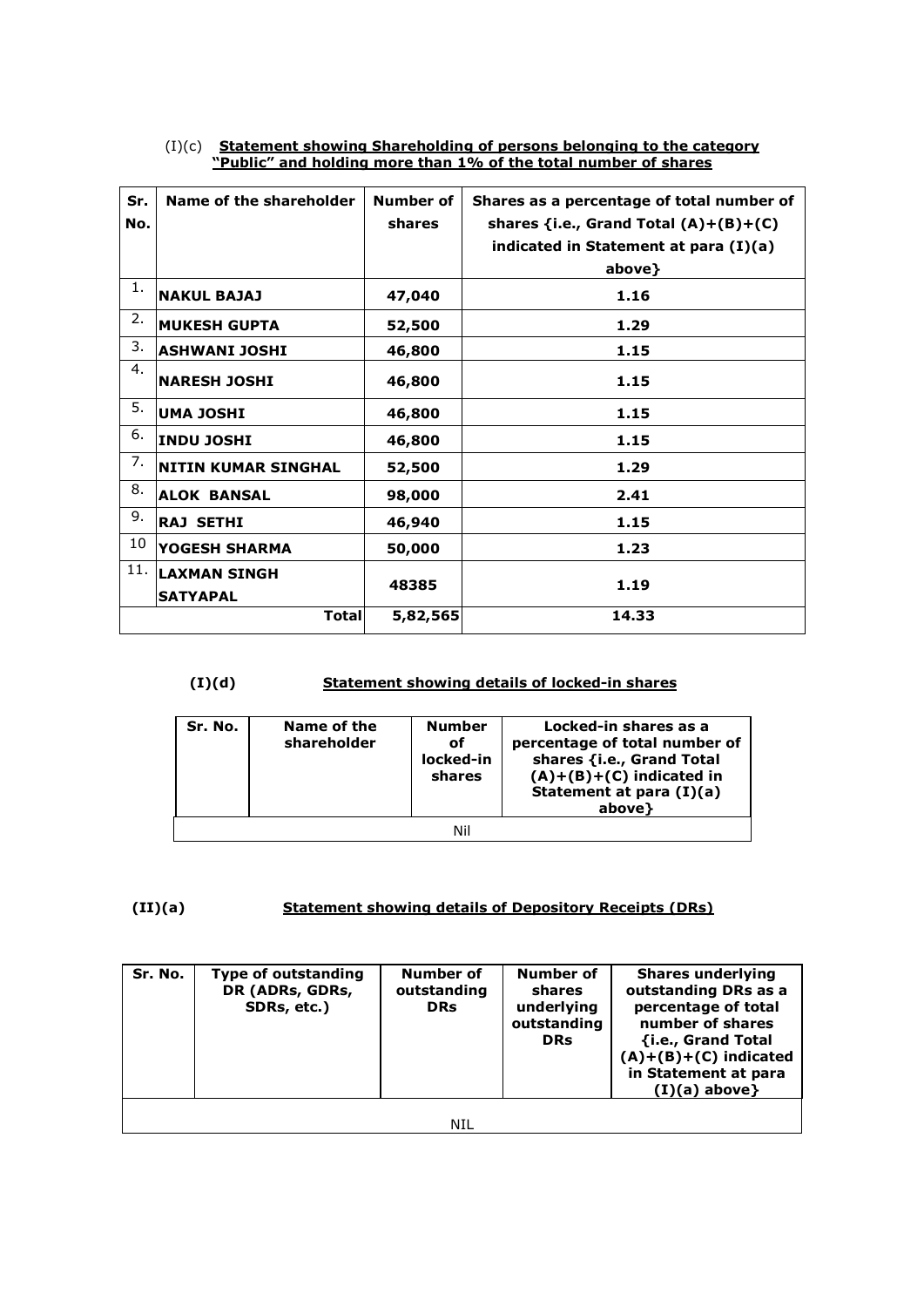(I)(c) **Statement showing Shareholding of persons belonging to the category "Public" and holding more than 1% of the total number of shares**

| Sr. No. | Name of the shareholder | Number of shares | Shares as a percentage of total number of shares {i.e., Grand Total (A)+(B)+(C) indicated in Statement at para (I)(a) above} |
|---|---|---|---|
| 1. | **NAKUL BAJAJ** | **47,040** | **1.16** |
| 2. | **MUKESH GUPTA** | **52,500** | **1.29** |
| 3. | **ASHWANI JOSHI** | **46,800** | **1.15** |
| 4. | **NARESH JOSHI** | **46,800** | **1.15** |
| 5. | **UMA JOSHI** | **46,800** | **1.15** |
| 6. | **INDU JOSHI** | **46,800** | **1.15** |
| 7. | **NITIN KUMAR SINGHAL** | **52,500** | **1.29** |
| 8. | **ALOK BANSAL** | **98,000** | **2.41** |
| 9. | **RAJ SETHI** | **46,940** | **1.15** |
| 10 | **YOGESH SHARMA** | **50,000** | **1.23** |
| 11. | **LAXMAN SINGH SATYAPAL** | **48385** | **1.19** |
| | **Total** | **5,82,565** | **14.33** |

**(I)(d) Statement showing details of locked-in shares**

| Sr. No. | Name of the shareholder | Number of locked-in shares | Locked-in shares as a percentage of total number of shares {i.e., Grand Total (A)+(B)+(C) indicated in Statement at para (I)(a) above} |
|---|---|---|---|
| Nil | | | |

**(II)(a) Statement showing details of Depository Receipts (DRs)**

| Sr. No. | Type of outstanding DR (ADRs, GDRs, SDRs, etc.) | Number of outstanding DRs | Number of shares underlying outstanding DRs | Shares underlying outstanding DRs as a percentage of total number of shares {i.e., Grand Total (A)+(B)+(C) indicated in Statement at para (I)(a) above} |
|---|---|---|---|---|
| NIL | | | | |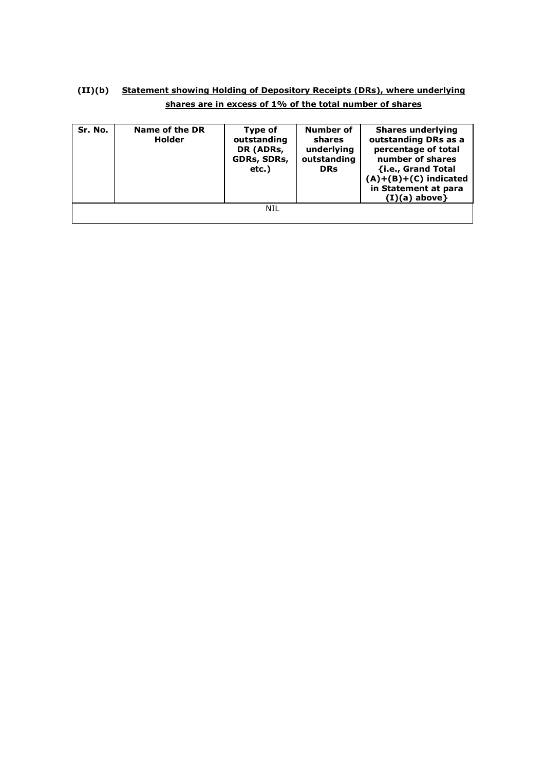**(II)(b) Statement showing Holding of Depository Receipts (DRs), where underlying shares are in excess of 1% of the total number of shares**

| Sr. No. | Name of the DR Holder | Type of outstanding DR (ADRs, GDRs, SDRs, etc.) | Number of shares underlying outstanding DRs | Shares underlying outstanding DRs as a percentage of total number of shares {i.e., Grand Total (A)+(B)+(C) indicated in Statement at para (I)(a) above} |
|---|---|---|---|---|
| NIL | | | | |